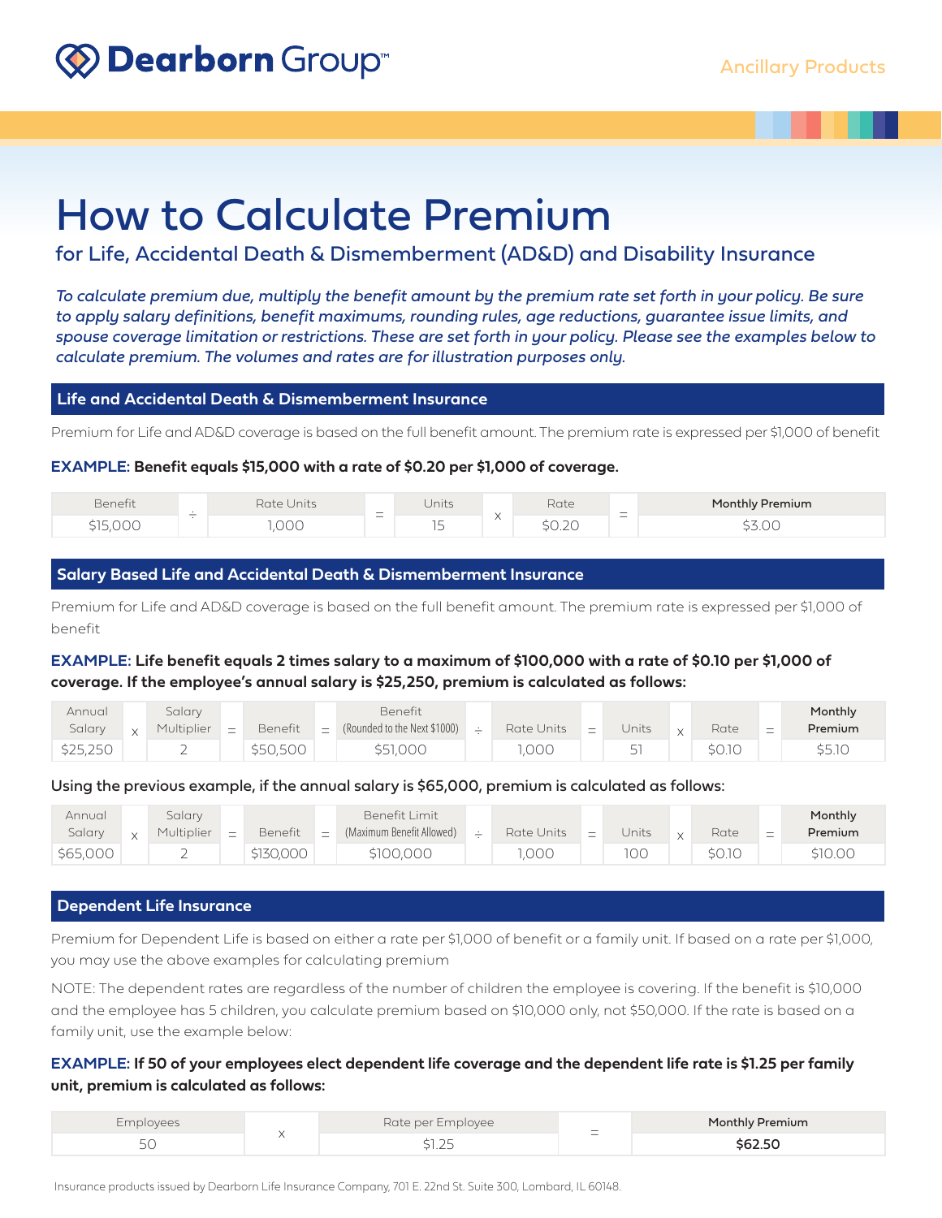Dearborn Group™

Ancillary Products

# How to Calculate Premium

## for Life, Accidental Death & Dismemberment (AD&D) and Disability Insurance

*To calculate premium due, multiply the benefit amount by the premium rate set forth in your policy. Be sure to apply salary definitions, benefit maximums, rounding rules, age reductions, guarantee issue limits, and spouse coverage limitation or restrictions. These are set forth in your policy. Please see the examples below to calculate premium. The volumes and rates are for illustration purposes only.*

### Life and Accidental Death & Dismemberment Insurance

Premium for Life and AD&D coverage is based on the full benefit amount. The premium rate is expressed per $1,000 of benefit

**EXAMPLE: Benefit equals $15,000 with a rate of $0.20 per $1,000 of coverage.**

| Benefit | ÷ | Rate Units | = | Units | x | Rate | = | **Monthly Premium** |
|---|---|---|---|---|---|---|---|---|
| $15,000 | | 1,000 | | 15 | | $0.20 | | $3.00 |

### Salary Based Life and Accidental Death & Dismemberment Insurance

Premium for Life and AD&D coverage is based on the full benefit amount. The premium rate is expressed per $1,000 of benefit

**EXAMPLE: Life benefit equals 2 times salary to a maximum of $100,000 with a rate of $0.10 per $1,000 of coverage. If the employee's annual salary is $25,250, premium is calculated as follows:**

| Annual Salary | x | Salary Multiplier | = | Benefit | = | Benefit (Rounded to the Next $1000) | ÷ | Rate Units | = | Units | x | Rate | = | **Monthly Premium** |
|---|---|---|---|---|---|---|---|---|---|---|---|---|---|---|
| $25,250 | | 2 | | $50,500 | | $51,000 | | 1,000 | | 51 | | $0.10 | | $5.10 |

**Using the previous example, if the annual salary is $65,000, premium is calculated as follows:**

| Annual Salary | x | Salary Multiplier | = | Benefit | = | Benefit Limit (Maximum Benefit Allowed) | ÷ | Rate Units | = | Units | x | Rate | = | **Monthly Premium** |
|---|---|---|---|---|---|---|---|---|---|---|---|---|---|---|
| $65,000 | | 2 | | $130,000 | | $100,000 | | 1,000 | | 100 | | $0.10 | | $10.00 |

### Dependent Life Insurance

Premium for Dependent Life is based on either a rate per $1,000 of benefit or a family unit. If based on a rate per $1,000, you may use the above examples for calculating premium

NOTE: The dependent rates are regardless of the number of children the employee is covering. If the benefit is $10,000 and the employee has 5 children, you calculate premium based on $10,000 only, not $50,000. If the rate is based on a family unit, use the example below:

**EXAMPLE: If 50 of your employees elect dependent life coverage and the dependent life rate is $1.25 per family unit, premium is calculated as follows:**

| Employees | x | Rate per Employee | = | **Monthly Premium** |
|---|---|---|---|---|
| 50 | | $1.25 | | **$62.50** |

Insurance products issued by Dearborn Life Insurance Company, 701 E. 22nd St. Suite 300, Lombard, IL 60148.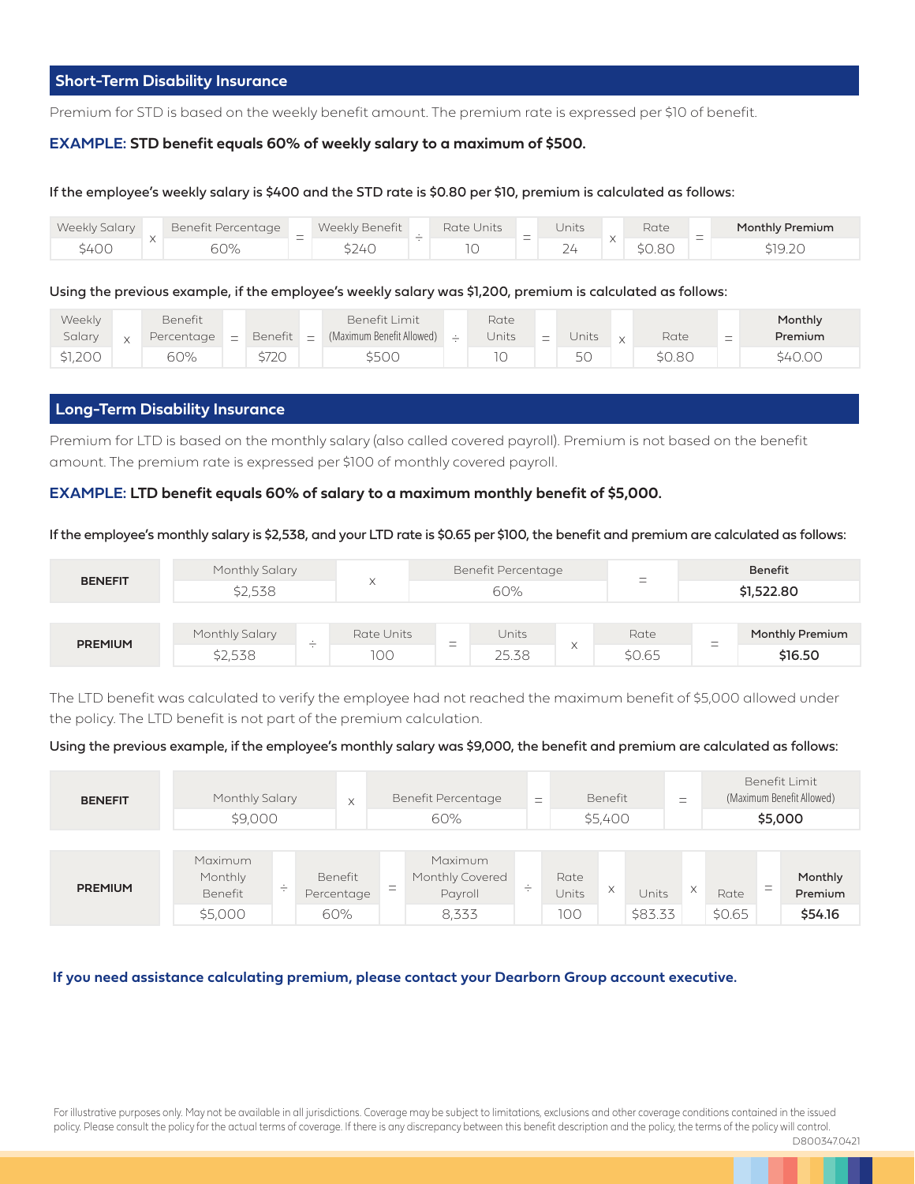## Short-Term Disability Insurance

Premium for STD is based on the weekly benefit amount. The premium rate is expressed per $10 of benefit.

**EXAMPLE: STD benefit equals 60% of weekly salary to a maximum of $500.**

**If the employee's weekly salary is $400 and the STD rate is $0.80 per $10, premium is calculated as follows:**

| Weekly Salary | | Benefit Percentage | | Weekly Benefit | | Rate Units | | Units | | Rate | | **Monthly Premium** |
|---|---|---|---|---|---|---|---|---|---|---|---|---|
| $400 | x | 60% | = | $240 | ÷ | 10 | = | 24 | x | $0.80 | = | $19.20 |

**Using the previous example, if the employee's weekly salary was $1,200, premium is calculated as follows:**

| Weekly Salary | | Benefit Percentage | | Benefit | | Benefit Limit (Maximum Benefit Allowed) | | Rate Units | | Units | | Rate | | **Monthly Premium** |
|---|---|---|---|---|---|---|---|---|---|---|---|---|---|---|
| $1,200 | x | 60% | = | $720 | = | $500 | ÷ | 10 | = | 50 | x | $0.80 | = | $40.00 |

## Long-Term Disability Insurance

Premium for LTD is based on the monthly salary (also called covered payroll). Premium is not based on the benefit amount. The premium rate is expressed per $100 of monthly covered payroll.

**EXAMPLE: LTD benefit equals 60% of salary to a maximum monthly benefit of $5,000.**

**If the employee's monthly salary is $2,538, and your LTD rate is $0.65 per $100, the benefit and premium are calculated as follows:**

| | Monthly Salary | | Benefit Percentage | | **Benefit** |
|---|---|---|---|---|---|
| **BENEFIT** | $2,538 | x | 60% | = | **$1,522.80** |

| | Monthly Salary | | Rate Units | | Units | | Rate | | **Monthly Premium** |
|---|---|---|---|---|---|---|---|---|---|
| **PREMIUM** | $2,538 | ÷ | 100 | = | 25.38 | x | $0.65 | = | **$16.50** |

The LTD benefit was calculated to verify the employee had not reached the maximum benefit of $5,000 allowed under the policy. The LTD benefit is not part of the premium calculation.

**Using the previous example, if the employee's monthly salary was $9,000, the benefit and premium are calculated as follows:**

| | Monthly Salary | | Benefit Percentage | | Benefit | | Benefit Limit (Maximum Benefit Allowed) |
|---|---|---|---|---|---|---|---|
| **BENEFIT** | $9,000 | x | 60% | = | $5,400 | = | **$5,000** |

| | Maximum Monthly Benefit | | Benefit Percentage | | Maximum Monthly Covered Payroll | | Rate Units | | Units | | Rate | | **Monthly Premium** |
|---|---|---|---|---|---|---|---|---|---|---|---|---|---|
| **PREMIUM** | $5,000 | ÷ | 60% | = | 8,333 | ÷ | 100 | x | $83.33 | x | $0.65 | = | **$54.16** |

**If you need assistance calculating premium, please contact your Dearborn Group account executive.**

For illustrative purposes only. May not be available in all jurisdictions. Coverage may be subject to limitations, exclusions and other coverage conditions contained in the issued policy. Please consult the policy for the actual terms of coverage. If there is any discrepancy between this benefit description and the policy, the terms of the policy will control.

D800347.0421